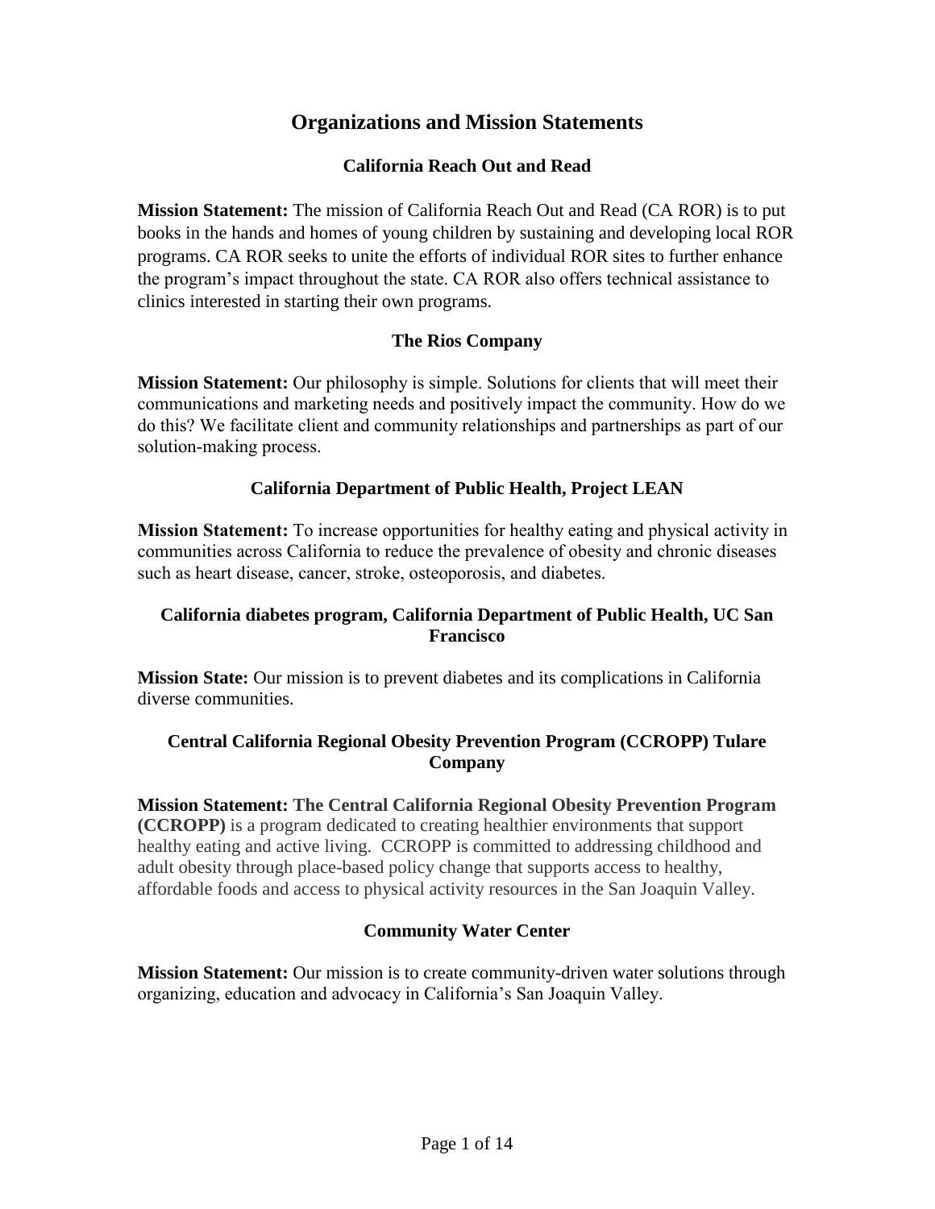# Organizations and Mission Statements

## California Reach Out and Read

**Mission Statement:** The mission of California Reach Out and Read (CA ROR) is to put books in the hands and homes of young children by sustaining and developing local ROR programs. CA ROR seeks to unite the efforts of individual ROR sites to further enhance the program's impact throughout the state. CA ROR also offers technical assistance to clinics interested in starting their own programs.

## The Rios Company

**Mission Statement:** Our philosophy is simple. Solutions for clients that will meet their communications and marketing needs and positively impact the community. How do we do this? We facilitate client and community relationships and partnerships as part of our solution-making process.

## California Department of Public Health, Project LEAN

**Mission Statement:** To increase opportunities for healthy eating and physical activity in communities across California to reduce the prevalence of obesity and chronic diseases such as heart disease, cancer, stroke, osteoporosis, and diabetes.

## California diabetes program, California Department of Public Health, UC San Francisco

**Mission State:** Our mission is to prevent diabetes and its complications in California diverse communities.

## Central California Regional Obesity Prevention Program (CCROPP) Tulare Company

**Mission Statement: The Central California Regional Obesity Prevention Program (CCROPP)** is a program dedicated to creating healthier environments that support healthy eating and active living. CCROPP is committed to addressing childhood and adult obesity through place-based policy change that supports access to healthy, affordable foods and access to physical activity resources in the San Joaquin Valley.

## Community Water Center

**Mission Statement:** Our mission is to create community-driven water solutions through organizing, education and advocacy in California's San Joaquin Valley.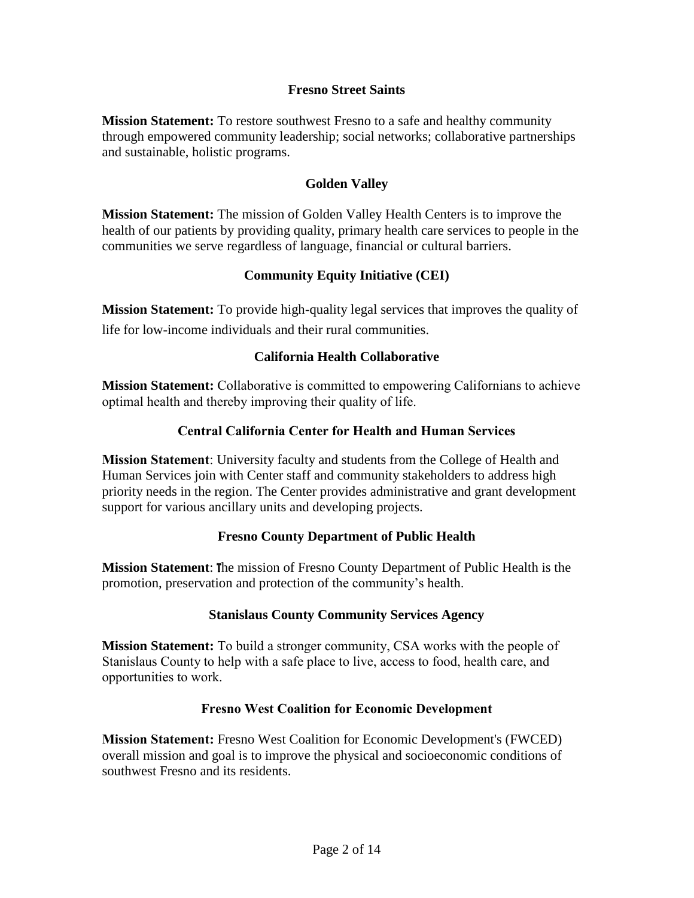## Fresno Street Saints

**Mission Statement:** To restore southwest Fresno to a safe and healthy community through empowered community leadership; social networks; collaborative partnerships and sustainable, holistic programs.

## Golden Valley

**Mission Statement:** The mission of Golden Valley Health Centers is to improve the health of our patients by providing quality, primary health care services to people in the communities we serve regardless of language, financial or cultural barriers.

## Community Equity Initiative (CEI)

**Mission Statement:** To provide high-quality legal services that improves the quality of life for low-income individuals and their rural communities.

## California Health Collaborative

**Mission Statement:** Collaborative is committed to empowering Californians to achieve optimal health and thereby improving their quality of life.

## Central California Center for Health and Human Services

**Mission Statement**: University faculty and students from the College of Health and Human Services join with Center staff and community stakeholders to address high priority needs in the region. The Center provides administrative and grant development support for various ancillary units and developing projects.

## Fresno County Department of Public Health

**Mission Statement**: The mission of Fresno County Department of Public Health is the promotion, preservation and protection of the community's health.

## Stanislaus County Community Services Agency

**Mission Statement:** To build a stronger community, CSA works with the people of Stanislaus County to help with a safe place to live, access to food, health care, and opportunities to work.

## Fresno West Coalition for Economic Development

**Mission Statement:** Fresno West Coalition for Economic Development's (FWCED) overall mission and goal is to improve the physical and socioeconomic conditions of southwest Fresno and its residents.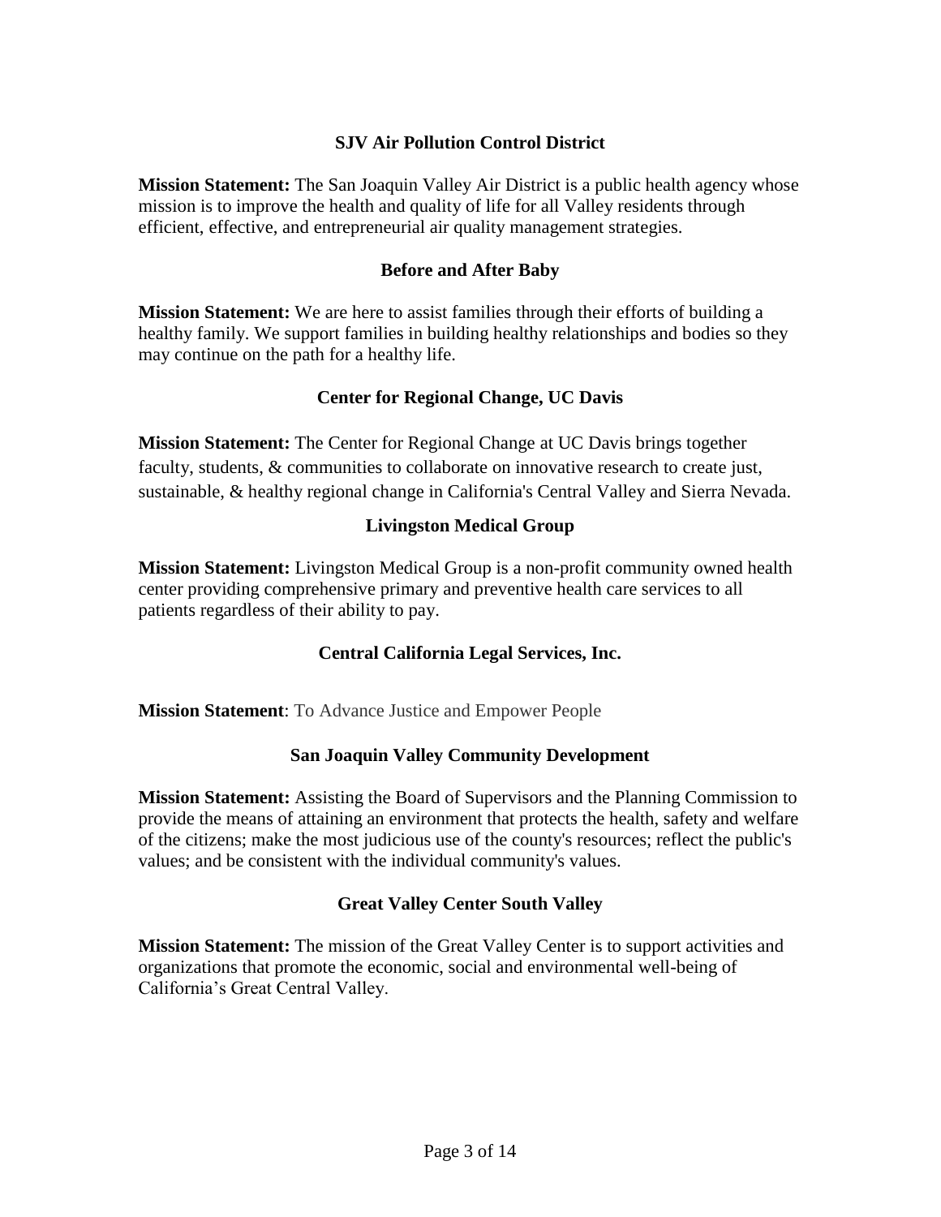### SJV Air Pollution Control District

**Mission Statement:** The San Joaquin Valley Air District is a public health agency whose mission is to improve the health and quality of life for all Valley residents through efficient, effective, and entrepreneurial air quality management strategies.

### Before and After Baby

**Mission Statement:** We are here to assist families through their efforts of building a healthy family. We support families in building healthy relationships and bodies so they may continue on the path for a healthy life.

### Center for Regional Change, UC Davis

**Mission Statement:** The Center for Regional Change at UC Davis brings together faculty, students, & communities to collaborate on innovative research to create just, sustainable, & healthy regional change in California's Central Valley and Sierra Nevada.

### Livingston Medical Group

**Mission Statement:** Livingston Medical Group is a non-profit community owned health center providing comprehensive primary and preventive health care services to all patients regardless of their ability to pay.

### Central California Legal Services, Inc.

**Mission Statement**: To Advance Justice and Empower People

### San Joaquin Valley Community Development

**Mission Statement:** Assisting the Board of Supervisors and the Planning Commission to provide the means of attaining an environment that protects the health, safety and welfare of the citizens; make the most judicious use of the county's resources; reflect the public's values; and be consistent with the individual community's values.

### Great Valley Center South Valley

**Mission Statement:** The mission of the Great Valley Center is to support activities and organizations that promote the economic, social and environmental well-being of California's Great Central Valley.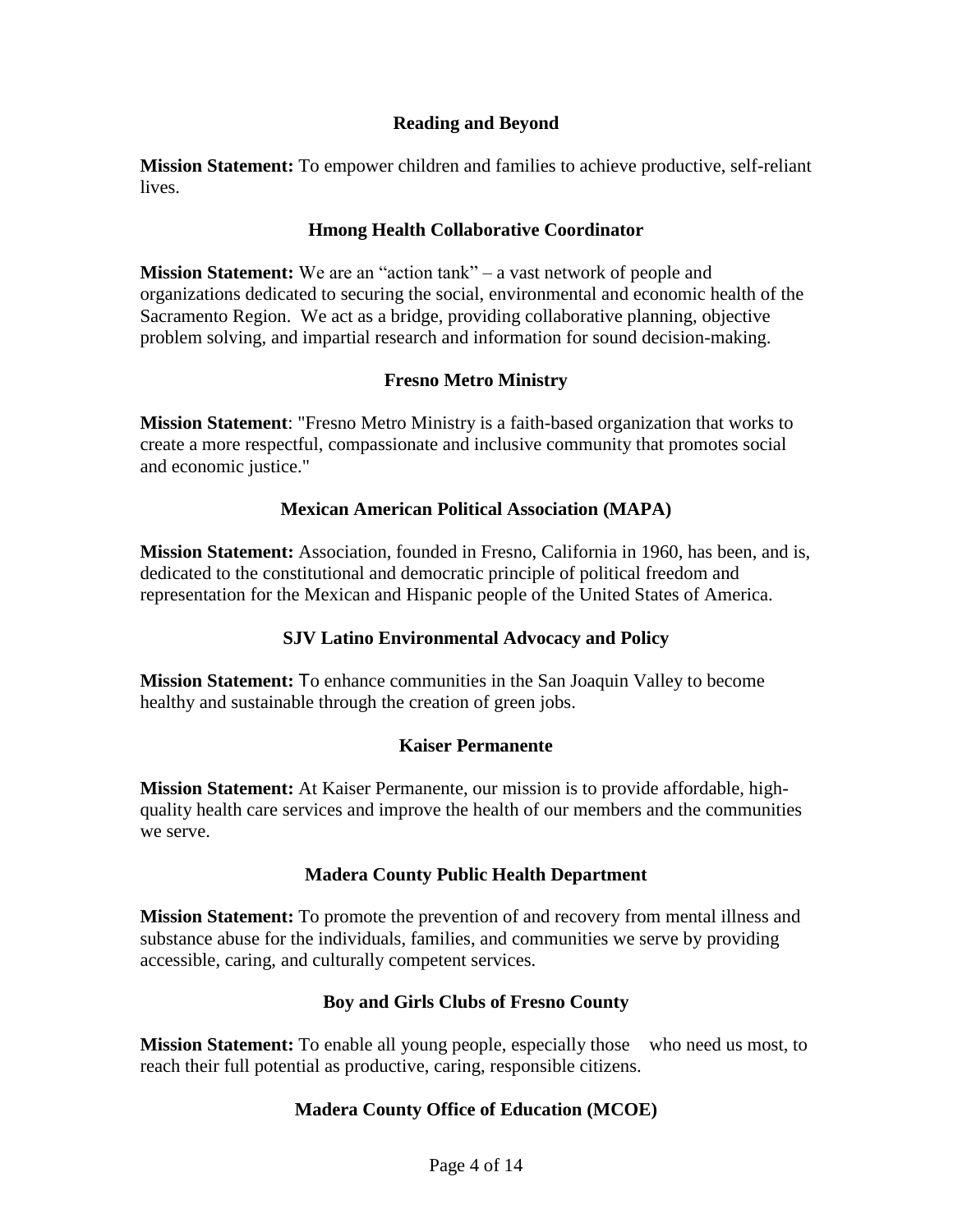### Reading and Beyond

**Mission Statement:** To empower children and families to achieve productive, self-reliant lives.

### Hmong Health Collaborative Coordinator

**Mission Statement:** We are an "action tank" – a vast network of people and organizations dedicated to securing the social, environmental and economic health of the Sacramento Region. We act as a bridge, providing collaborative planning, objective problem solving, and impartial research and information for sound decision-making.

### Fresno Metro Ministry

**Mission Statement**: "Fresno Metro Ministry is a faith-based organization that works to create a more respectful, compassionate and inclusive community that promotes social and economic justice."

### Mexican American Political Association (MAPA)

**Mission Statement:** Association, founded in Fresno, California in 1960, has been, and is, dedicated to the constitutional and democratic principle of political freedom and representation for the Mexican and Hispanic people of the United States of America.

### SJV Latino Environmental Advocacy and Policy

**Mission Statement:** To enhance communities in the San Joaquin Valley to become healthy and sustainable through the creation of green jobs.

### Kaiser Permanente

**Mission Statement:** At Kaiser Permanente, our mission is to provide affordable, high-quality health care services and improve the health of our members and the communities we serve.

### Madera County Public Health Department

**Mission Statement:** To promote the prevention of and recovery from mental illness and substance abuse for the individuals, families, and communities we serve by providing accessible, caring, and culturally competent services.

### Boy and Girls Clubs of Fresno County

**Mission Statement:** To enable all young people, especially those who need us most, to reach their full potential as productive, caring, responsible citizens.

### Madera County Office of Education (MCOE)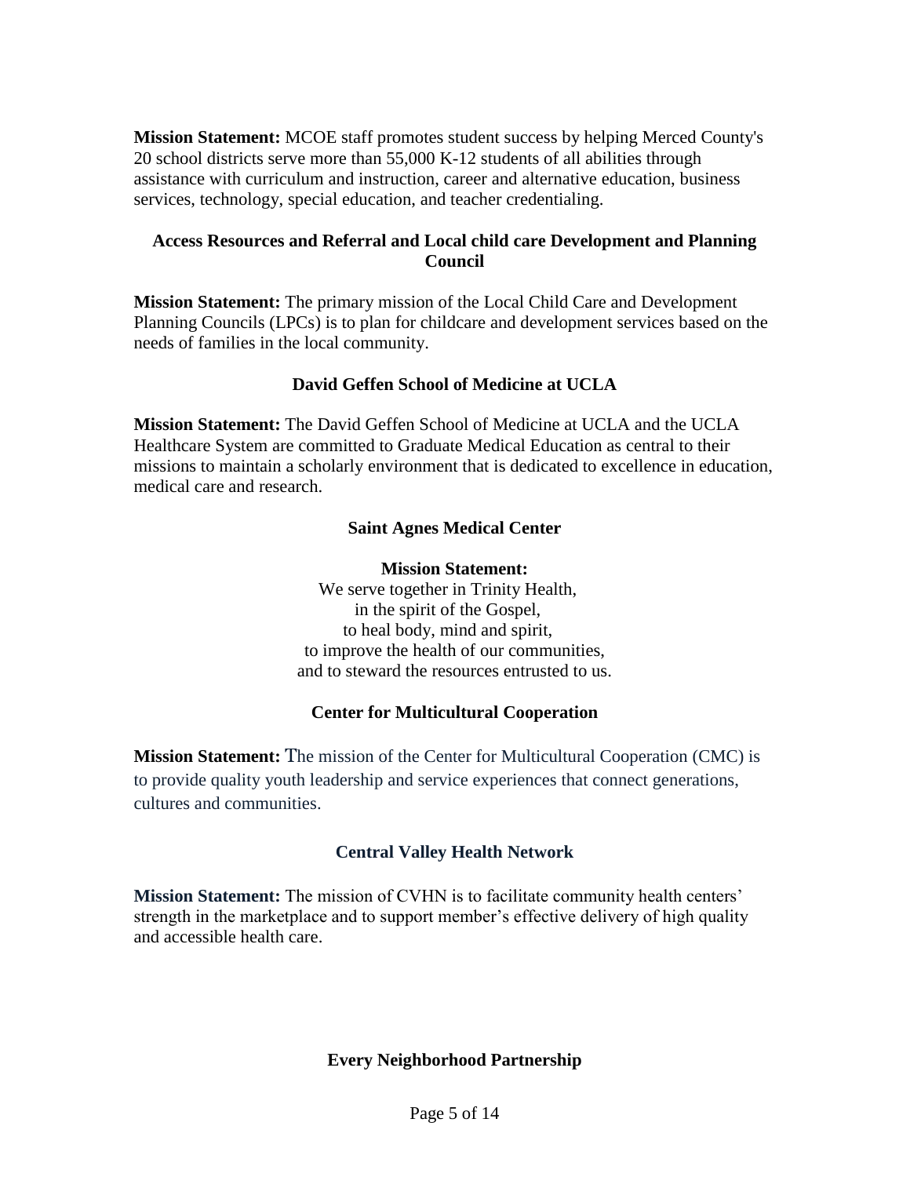**Mission Statement:** MCOE staff promotes student success by helping Merced County's 20 school districts serve more than 55,000 K-12 students of all abilities through assistance with curriculum and instruction, career and alternative education, business services, technology, special education, and teacher credentialing.

### Access Resources and Referral and Local child care Development and Planning Council

**Mission Statement:** The primary mission of the Local Child Care and Development Planning Councils (LPCs) is to plan for childcare and development services based on the needs of families in the local community.

### David Geffen School of Medicine at UCLA

**Mission Statement:** The David Geffen School of Medicine at UCLA and the UCLA Healthcare System are committed to Graduate Medical Education as central to their missions to maintain a scholarly environment that is dedicated to excellence in education, medical care and research.

### Saint Agnes Medical Center

**Mission Statement:**

We serve together in Trinity Health,
in the spirit of the Gospel,
to heal body, mind and spirit,
to improve the health of our communities,
and to steward the resources entrusted to us.

### Center for Multicultural Cooperation

**Mission Statement:** The mission of the Center for Multicultural Cooperation (CMC) is to provide quality youth leadership and service experiences that connect generations, cultures and communities.

### Central Valley Health Network

**Mission Statement:** The mission of CVHN is to facilitate community health centers' strength in the marketplace and to support member's effective delivery of high quality and accessible health care.

### Every Neighborhood Partnership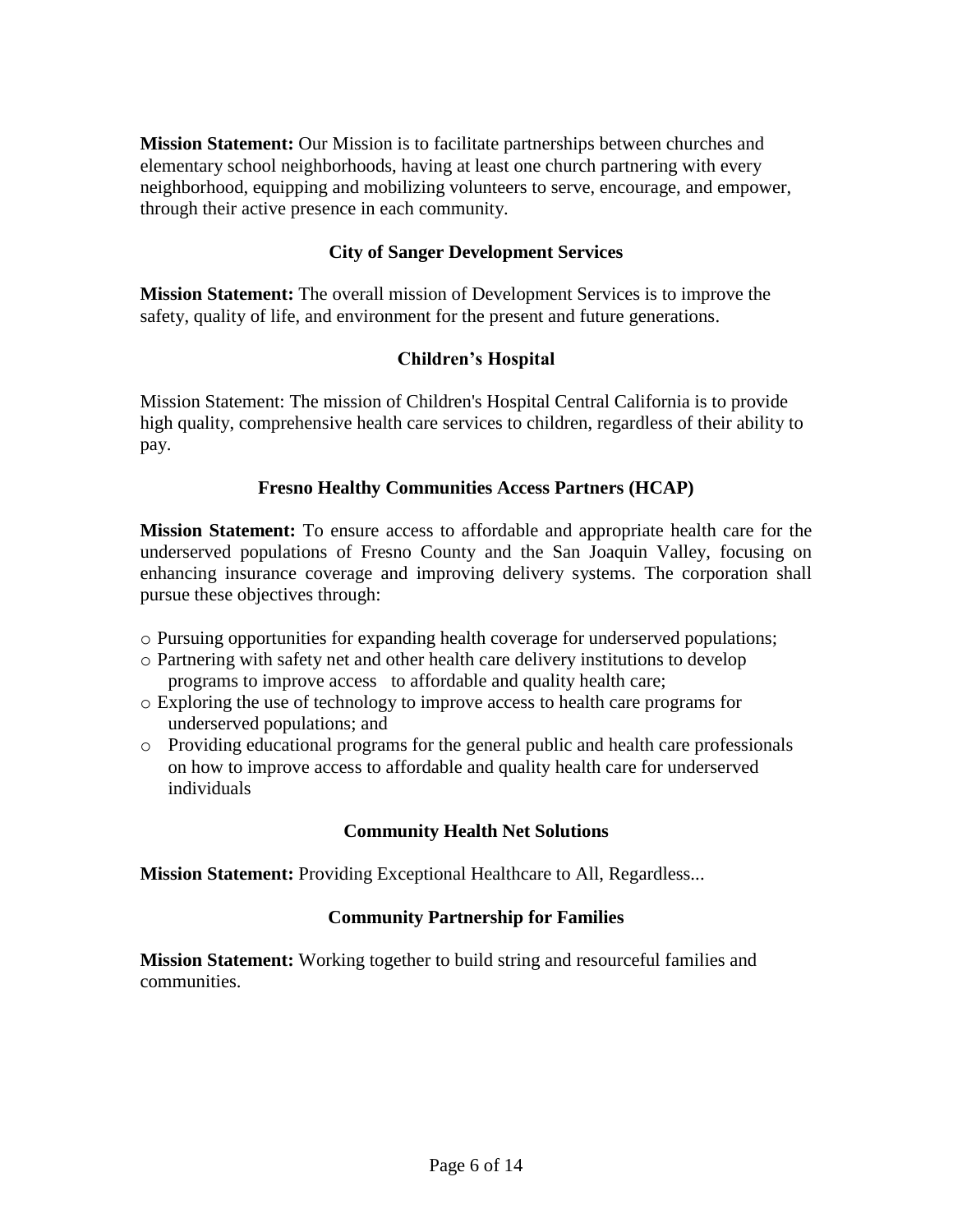**Mission Statement:** Our Mission is to facilitate partnerships between churches and elementary school neighborhoods, having at least one church partnering with every neighborhood, equipping and mobilizing volunteers to serve, encourage, and empower, through their active presence in each community.

### City of Sanger Development Services

**Mission Statement:** The overall mission of Development Services is to improve the safety, quality of life, and environment for the present and future generations.

### Children's Hospital

Mission Statement: The mission of Children's Hospital Central California is to provide high quality, comprehensive health care services to children, regardless of their ability to pay.

### Fresno Healthy Communities Access Partners (HCAP)

**Mission Statement:** To ensure access to affordable and appropriate health care for the underserved populations of Fresno County and the San Joaquin Valley, focusing on enhancing insurance coverage and improving delivery systems. The corporation shall pursue these objectives through:

- Pursuing opportunities for expanding health coverage for underserved populations;
- Partnering with safety net and other health care delivery institutions to develop programs to improve access to affordable and quality health care;
- Exploring the use of technology to improve access to health care programs for underserved populations; and
- Providing educational programs for the general public and health care professionals on how to improve access to affordable and quality health care for underserved individuals

### Community Health Net Solutions

**Mission Statement:** Providing Exceptional Healthcare to All, Regardless...

### Community Partnership for Families

**Mission Statement:** Working together to build string and resourceful families and communities.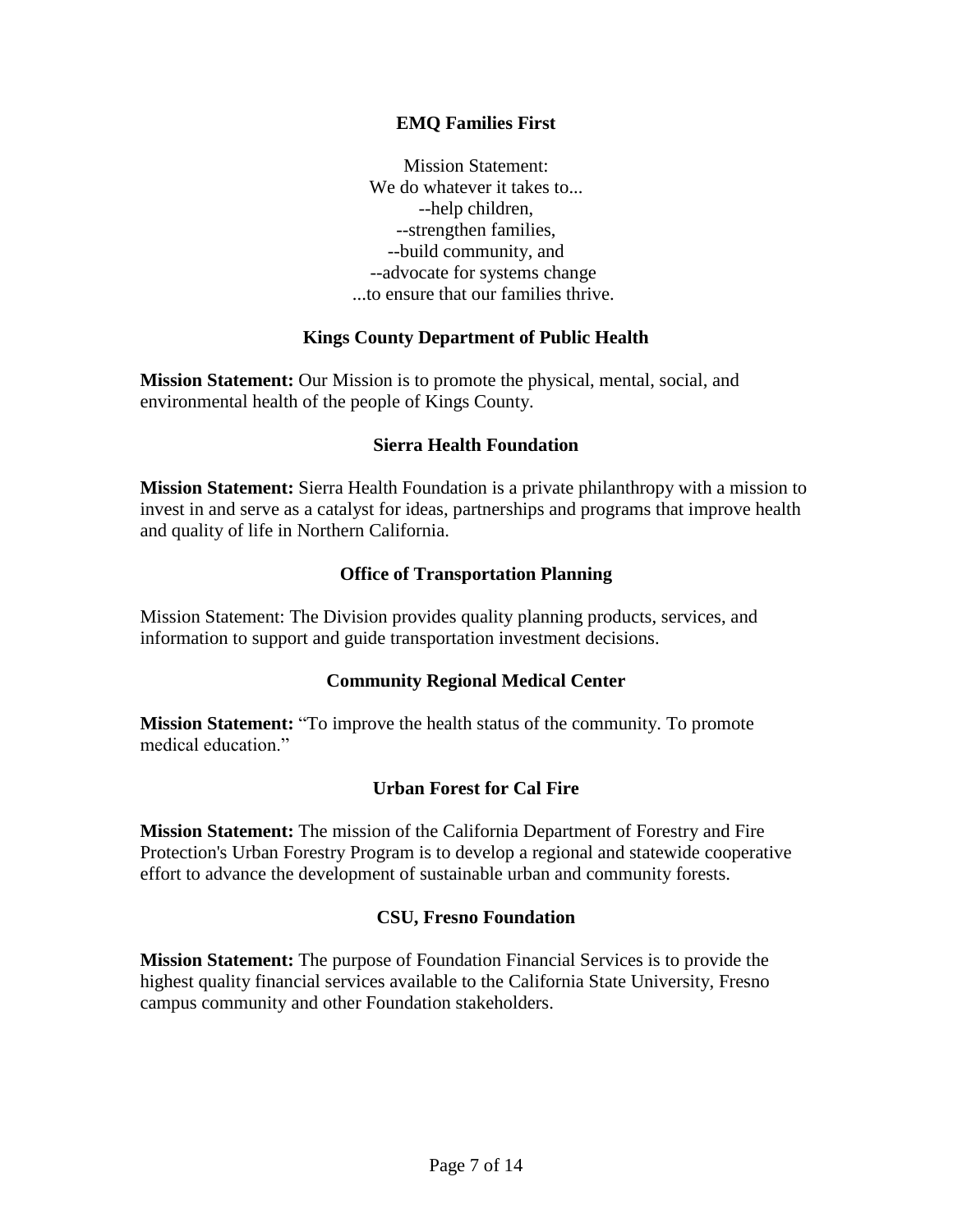## EMQ Families First

Mission Statement:
We do whatever it takes to...
--help children,
--strengthen families,
--build community, and
--advocate for systems change
...to ensure that our families thrive.

## Kings County Department of Public Health

**Mission Statement:** Our Mission is to promote the physical, mental, social, and environmental health of the people of Kings County.

## Sierra Health Foundation

**Mission Statement:** Sierra Health Foundation is a private philanthropy with a mission to invest in and serve as a catalyst for ideas, partnerships and programs that improve health and quality of life in Northern California.

## Office of Transportation Planning

Mission Statement: The Division provides quality planning products, services, and information to support and guide transportation investment decisions.

## Community Regional Medical Center

**Mission Statement:** "To improve the health status of the community. To promote medical education."

## Urban Forest for Cal Fire

**Mission Statement:** The mission of the California Department of Forestry and Fire Protection's Urban Forestry Program is to develop a regional and statewide cooperative effort to advance the development of sustainable urban and community forests.

## CSU, Fresno Foundation

**Mission Statement:** The purpose of Foundation Financial Services is to provide the highest quality financial services available to the California State University, Fresno campus community and other Foundation stakeholders.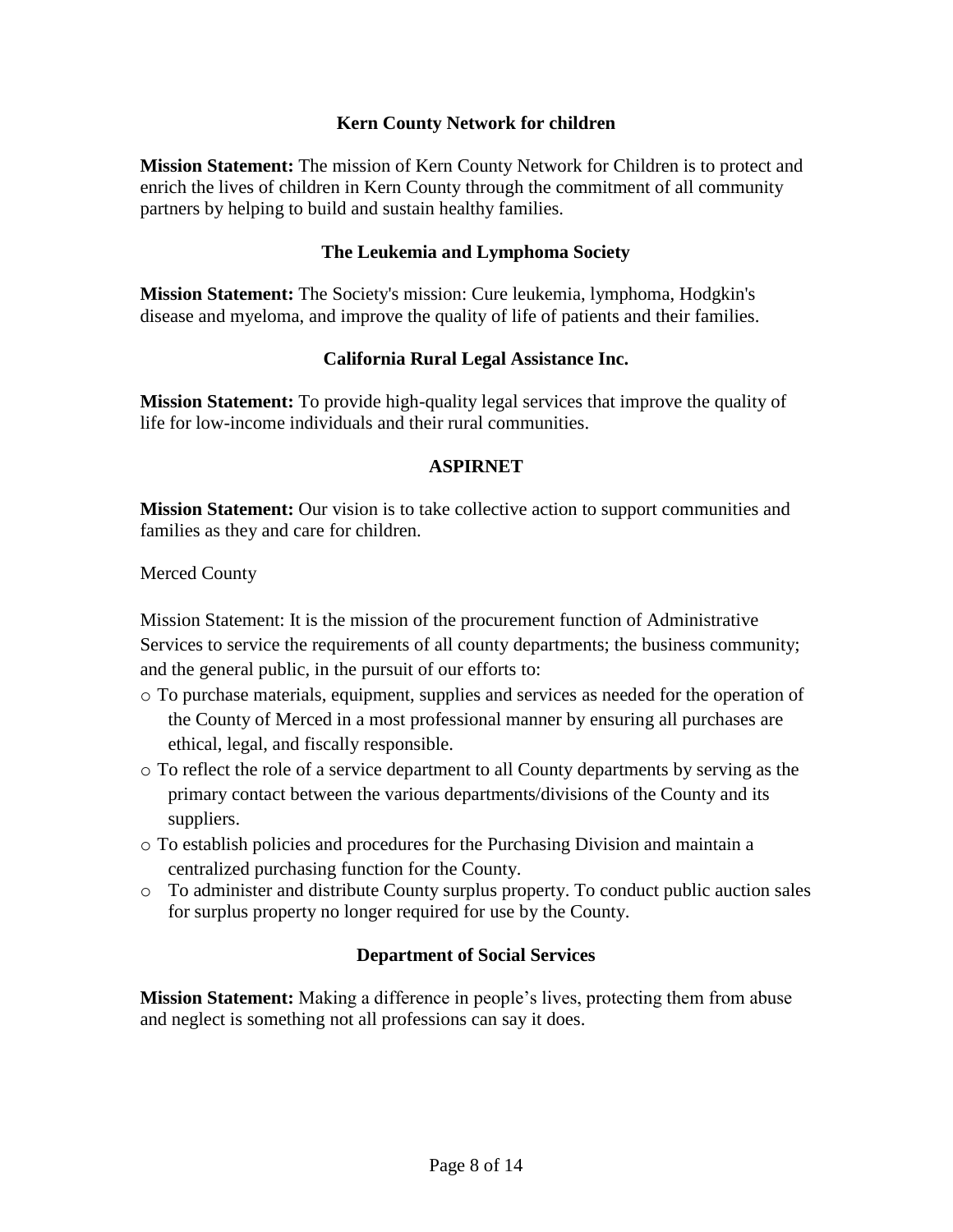### Kern County Network for children

**Mission Statement:** The mission of Kern County Network for Children is to protect and enrich the lives of children in Kern County through the commitment of all community partners by helping to build and sustain healthy families.

### The Leukemia and Lymphoma Society

**Mission Statement:** The Society's mission: Cure leukemia, lymphoma, Hodgkin's disease and myeloma, and improve the quality of life of patients and their families.

### California Rural Legal Assistance Inc.

**Mission Statement:** To provide high-quality legal services that improve the quality of life for low-income individuals and their rural communities.

### ASPIRNET

**Mission Statement:** Our vision is to take collective action to support communities and families as they and care for children.

Merced County

Mission Statement: It is the mission of the procurement function of Administrative Services to service the requirements of all county departments; the business community; and the general public, in the pursuit of our efforts to:

- To purchase materials, equipment, supplies and services as needed for the operation of the County of Merced in a most professional manner by ensuring all purchases are ethical, legal, and fiscally responsible.
- To reflect the role of a service department to all County departments by serving as the primary contact between the various departments/divisions of the County and its suppliers.
- To establish policies and procedures for the Purchasing Division and maintain a centralized purchasing function for the County.
- To administer and distribute County surplus property. To conduct public auction sales for surplus property no longer required for use by the County.

### Department of Social Services

**Mission Statement:** Making a difference in people's lives, protecting them from abuse and neglect is something not all professions can say it does.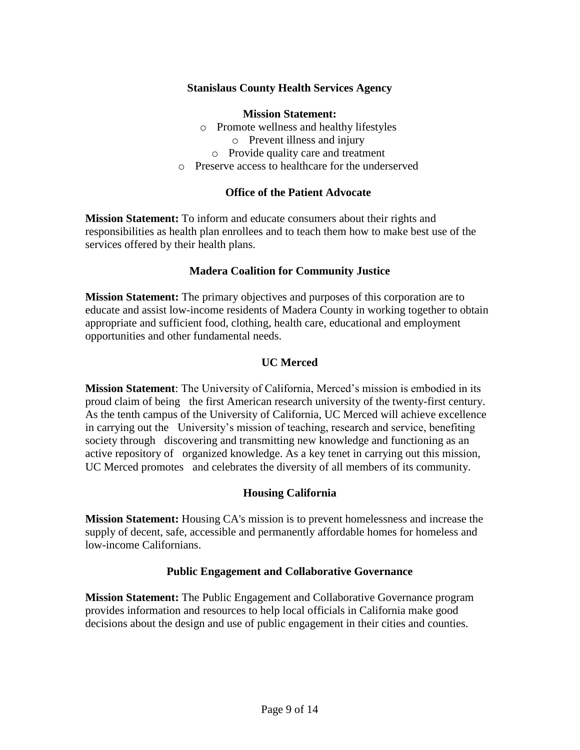### Stanislaus County Health Services Agency

**Mission Statement:**

- Promote wellness and healthy lifestyles
- Prevent illness and injury
- Provide quality care and treatment
- Preserve access to healthcare for the underserved

### Office of the Patient Advocate

**Mission Statement:** To inform and educate consumers about their rights and responsibilities as health plan enrollees and to teach them how to make best use of the services offered by their health plans.

### Madera Coalition for Community Justice

**Mission Statement:** The primary objectives and purposes of this corporation are to educate and assist low-income residents of Madera County in working together to obtain appropriate and sufficient food, clothing, health care, educational and employment opportunities and other fundamental needs.

### UC Merced

**Mission Statement**: The University of California, Merced's mission is embodied in its proud claim of being the first American research university of the twenty-first century. As the tenth campus of the University of California, UC Merced will achieve excellence in carrying out the University's mission of teaching, research and service, benefiting society through discovering and transmitting new knowledge and functioning as an active repository of organized knowledge. As a key tenet in carrying out this mission, UC Merced promotes and celebrates the diversity of all members of its community.

### Housing California

**Mission Statement:** Housing CA's mission is to prevent homelessness and increase the supply of decent, safe, accessible and permanently affordable homes for homeless and low-income Californians.

### Public Engagement and Collaborative Governance

**Mission Statement:** The Public Engagement and Collaborative Governance program provides information and resources to help local officials in California make good decisions about the design and use of public engagement in their cities and counties.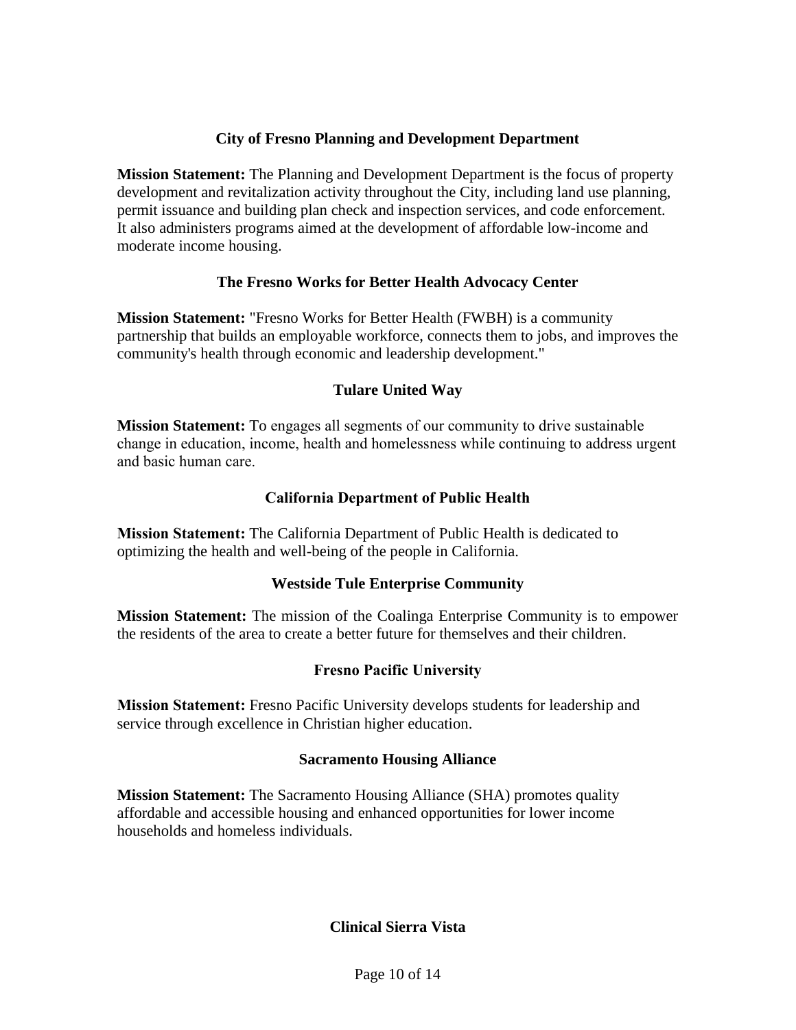## City of Fresno Planning and Development Department

**Mission Statement:** The Planning and Development Department is the focus of property development and revitalization activity throughout the City, including land use planning, permit issuance and building plan check and inspection services, and code enforcement. It also administers programs aimed at the development of affordable low-income and moderate income housing.

## The Fresno Works for Better Health Advocacy Center

**Mission Statement:** "Fresno Works for Better Health (FWBH) is a community partnership that builds an employable workforce, connects them to jobs, and improves the community's health through economic and leadership development."

## Tulare United Way

**Mission Statement:** To engages all segments of our community to drive sustainable change in education, income, health and homelessness while continuing to address urgent and basic human care.

## California Department of Public Health

**Mission Statement:** The California Department of Public Health is dedicated to optimizing the health and well-being of the people in California.

## Westside Tule Enterprise Community

**Mission Statement:** The mission of the Coalinga Enterprise Community is to empower the residents of the area to create a better future for themselves and their children.

## Fresno Pacific University

**Mission Statement:** Fresno Pacific University develops students for leadership and service through excellence in Christian higher education.

## Sacramento Housing Alliance

**Mission Statement:** The Sacramento Housing Alliance (SHA) promotes quality affordable and accessible housing and enhanced opportunities for lower income households and homeless individuals.

## Clinical Sierra Vista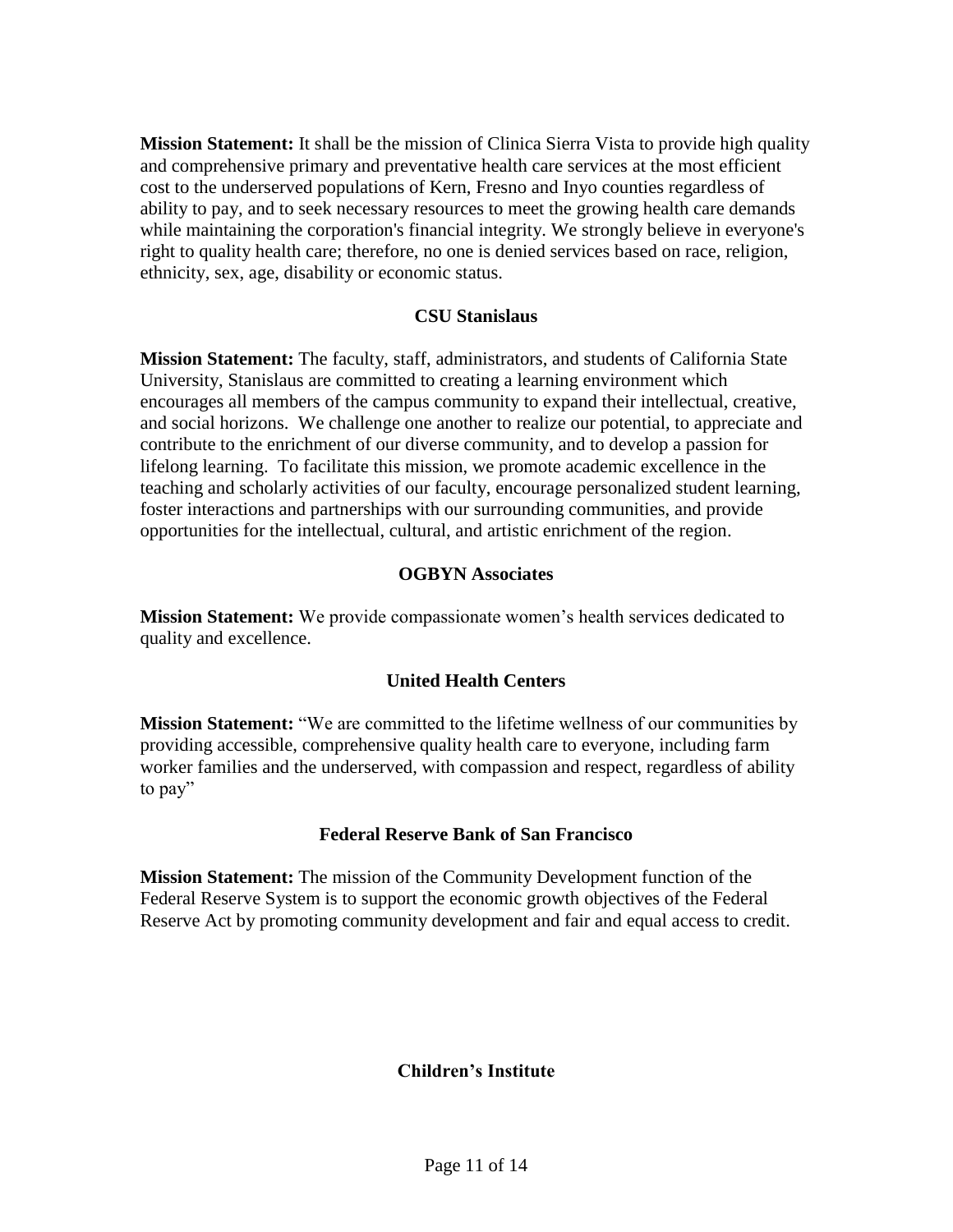**Mission Statement:** It shall be the mission of Clinica Sierra Vista to provide high quality and comprehensive primary and preventative health care services at the most efficient cost to the underserved populations of Kern, Fresno and Inyo counties regardless of ability to pay, and to seek necessary resources to meet the growing health care demands while maintaining the corporation's financial integrity. We strongly believe in everyone's right to quality health care; therefore, no one is denied services based on race, religion, ethnicity, sex, age, disability or economic status.

### CSU Stanislaus

**Mission Statement:** The faculty, staff, administrators, and students of California State University, Stanislaus are committed to creating a learning environment which encourages all members of the campus community to expand their intellectual, creative, and social horizons. We challenge one another to realize our potential, to appreciate and contribute to the enrichment of our diverse community, and to develop a passion for lifelong learning. To facilitate this mission, we promote academic excellence in the teaching and scholarly activities of our faculty, encourage personalized student learning, foster interactions and partnerships with our surrounding communities, and provide opportunities for the intellectual, cultural, and artistic enrichment of the region.

### OGBYN Associates

**Mission Statement:** We provide compassionate women's health services dedicated to quality and excellence.

### United Health Centers

**Mission Statement:** "We are committed to the lifetime wellness of our communities by providing accessible, comprehensive quality health care to everyone, including farm worker families and the underserved, with compassion and respect, regardless of ability to pay"

### Federal Reserve Bank of San Francisco

**Mission Statement:** The mission of the Community Development function of the Federal Reserve System is to support the economic growth objectives of the Federal Reserve Act by promoting community development and fair and equal access to credit.

### Children's Institute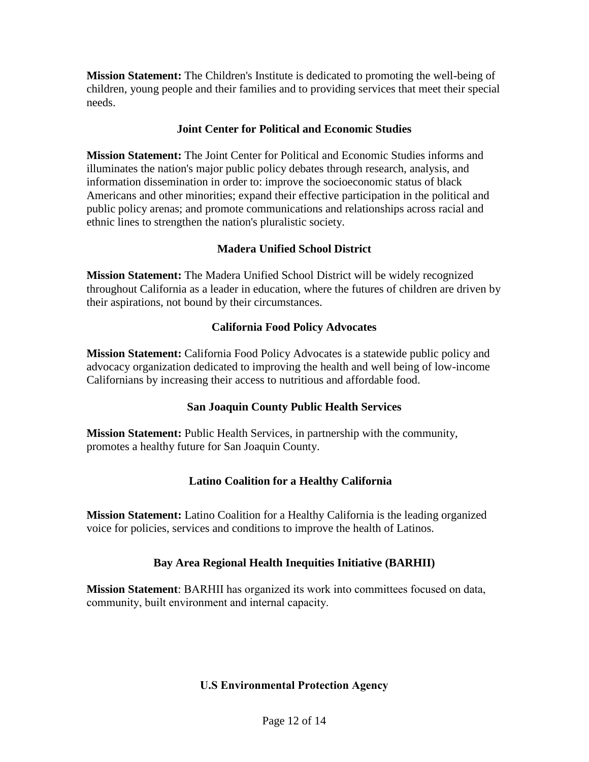**Mission Statement:** The Children's Institute is dedicated to promoting the well-being of children, young people and their families and to providing services that meet their special needs.

### Joint Center for Political and Economic Studies

**Mission Statement:** The Joint Center for Political and Economic Studies informs and illuminates the nation's major public policy debates through research, analysis, and information dissemination in order to: improve the socioeconomic status of black Americans and other minorities; expand their effective participation in the political and public policy arenas; and promote communications and relationships across racial and ethnic lines to strengthen the nation's pluralistic society.

### Madera Unified School District

**Mission Statement:** The Madera Unified School District will be widely recognized throughout California as a leader in education, where the futures of children are driven by their aspirations, not bound by their circumstances.

### California Food Policy Advocates

**Mission Statement:** California Food Policy Advocates is a statewide public policy and advocacy organization dedicated to improving the health and well being of low-income Californians by increasing their access to nutritious and affordable food.

### San Joaquin County Public Health Services

**Mission Statement:** Public Health Services, in partnership with the community, promotes a healthy future for San Joaquin County.

### Latino Coalition for a Healthy California

**Mission Statement:** Latino Coalition for a Healthy California is the leading organized voice for policies, services and conditions to improve the health of Latinos.

### Bay Area Regional Health Inequities Initiative (BARHII)

**Mission Statement**: BARHII has organized its work into committees focused on data, community, built environment and internal capacity.

### U.S Environmental Protection Agency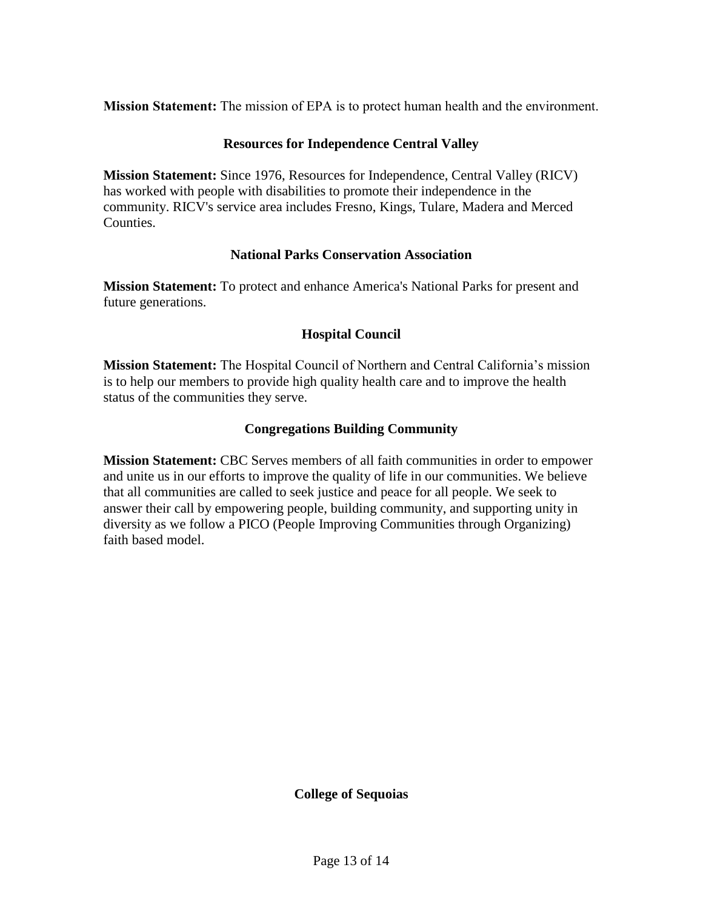**Mission Statement:** The mission of EPA is to protect human health and the environment.

### Resources for Independence Central Valley

**Mission Statement:** Since 1976, Resources for Independence, Central Valley (RICV) has worked with people with disabilities to promote their independence in the community. RICV's service area includes Fresno, Kings, Tulare, Madera and Merced Counties.

### National Parks Conservation Association

**Mission Statement:** To protect and enhance America's National Parks for present and future generations.

### Hospital Council

**Mission Statement:** The Hospital Council of Northern and Central California's mission is to help our members to provide high quality health care and to improve the health status of the communities they serve.

### Congregations Building Community

**Mission Statement:** CBC Serves members of all faith communities in order to empower and unite us in our efforts to improve the quality of life in our communities. We believe that all communities are called to seek justice and peace for all people. We seek to answer their call by empowering people, building community, and supporting unity in diversity as we follow a PICO (People Improving Communities through Organizing) faith based model.

### College of Sequoias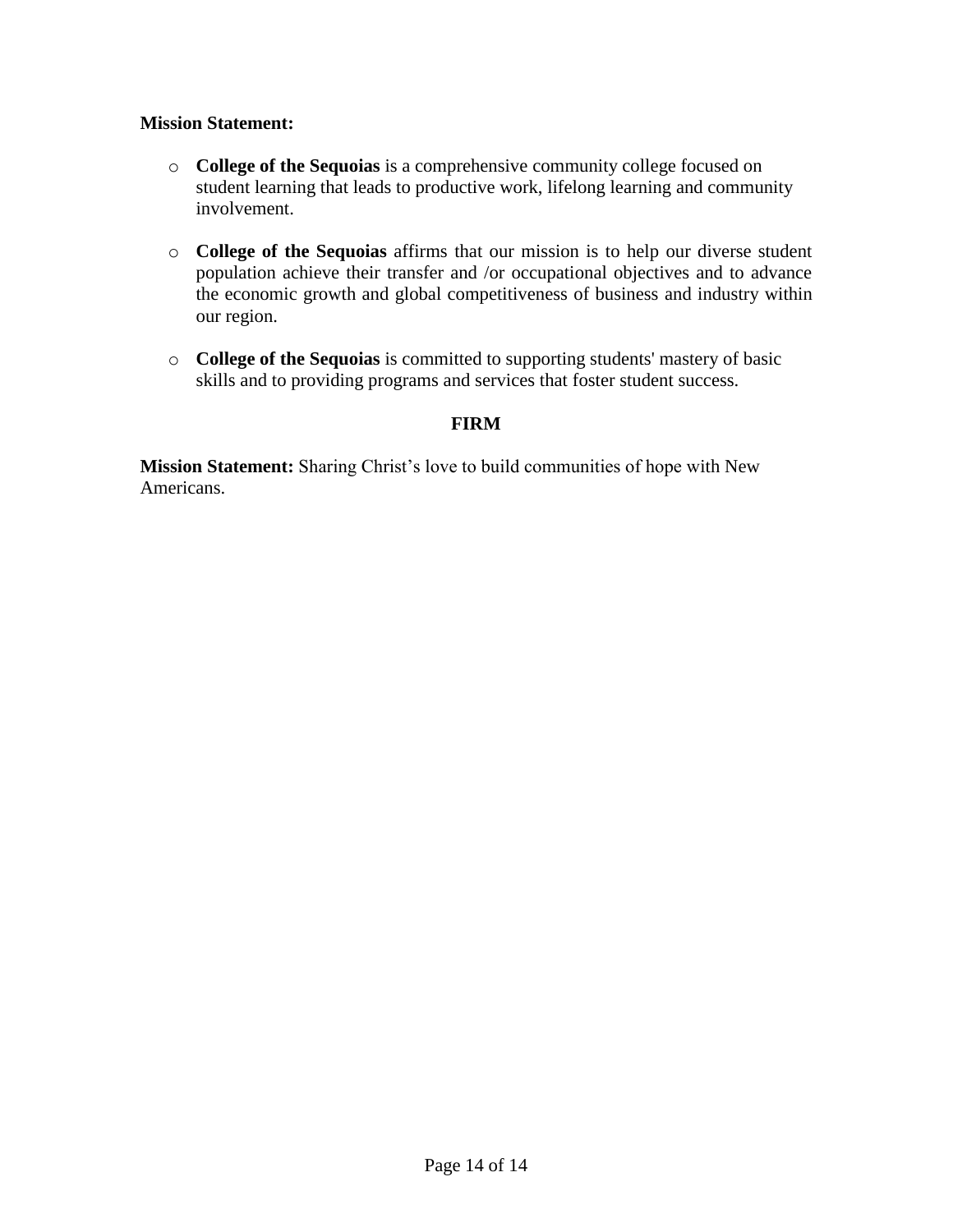**Mission Statement:**

- **College of the Sequoias** is a comprehensive community college focused on student learning that leads to productive work, lifelong learning and community involvement.

- **College of the Sequoias** affirms that our mission is to help our diverse student population achieve their transfer and /or occupational objectives and to advance the economic growth and global competitiveness of business and industry within our region.

- **College of the Sequoias** is committed to supporting students' mastery of basic skills and to providing programs and services that foster student success.

## FIRM

**Mission Statement:** Sharing Christ's love to build communities of hope with New Americans.